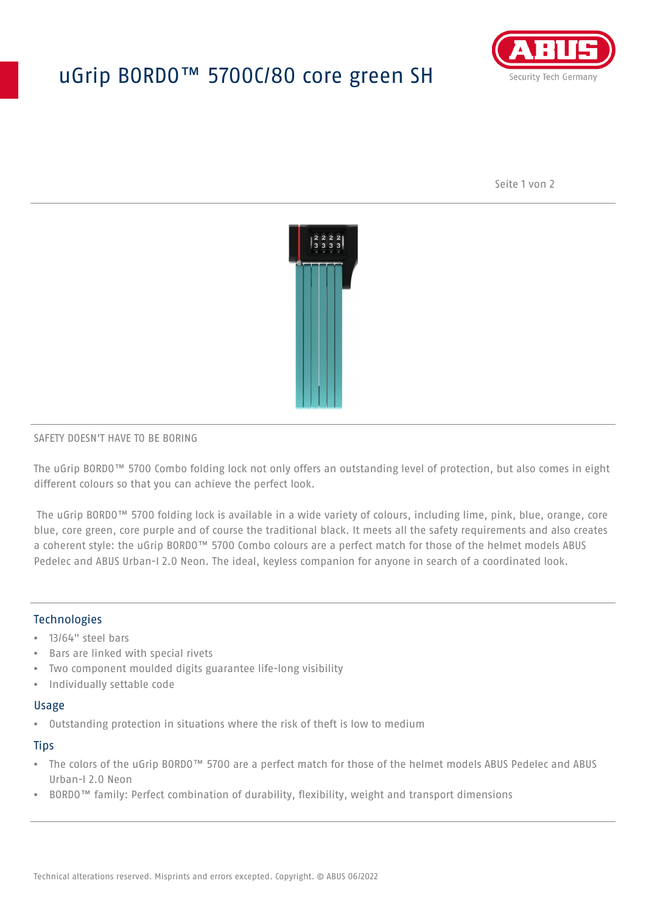# uGrip BORDO™ 5700C/80 core green SH

SAFETY DOESN'T HAVE TO BE BORING

The uGrip BORDO™ 5700 Combo folding lock not only offers an outstanding level of protection, but also comes in eight different colours so that you can achieve the perfect look.

The uGrip BORDO™ 5700 folding lock is available in a wide variety of colours, including lime, pink, blue, orange, core blue, core green, core purple and of course the traditional black. It meets all the safety requirements and also creates a coherent style: the uGrip BORDO™ 5700 Combo colours are a perfect match for those of the helmet models ABUS Pedelec and ABUS Urban-I 2.0 Neon. The ideal, keyless companion for anyone in search of a coordinated look.

## Technologies

- 13/64" steel bars
- Bars are linked with special rivets
- Two component moulded digits guarantee life-long visibility
- Individually settable code

## Usage

- Outstanding protection in situations where the risk of theft is low to medium

## Tips

- The colors of the uGrip BORDO™ 5700 are a perfect match for those of the helmet models ABUS Pedelec and ABUS Urban-I 2.0 Neon
- BORDO™ family: Perfect combination of durability, flexibility, weight and transport dimensions

Technical alterations reserved. Misprints and errors excepted. Copyright. © ABUS 06/2022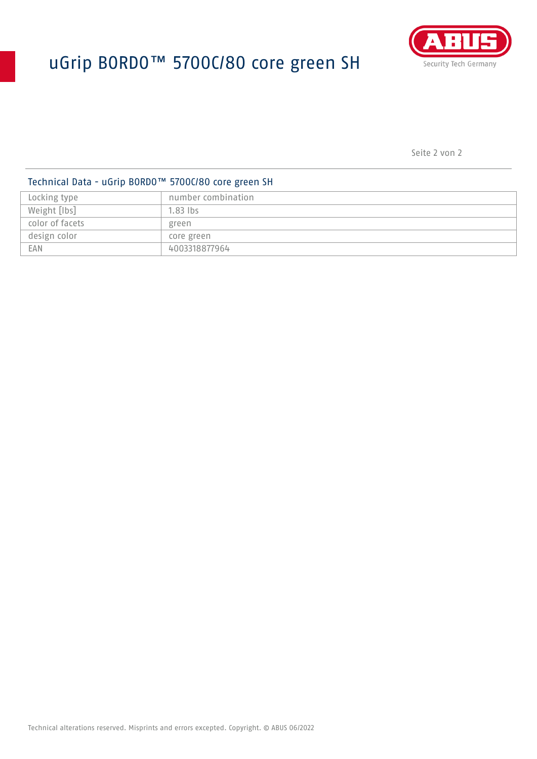# uGrip BORDO™ 5700C/80 core green SH

## Technical Data - uGrip BORDO™ 5700C/80 core green SH

| | |
|---|---|
| Locking type | number combination |
| Weight [lbs] | 1.83 lbs |
| color of facets | green |
| design color | core green |
| EAN | 4003318877964 |

Technical alterations reserved. Misprints and errors excepted. Copyright. © ABUS 06/2022